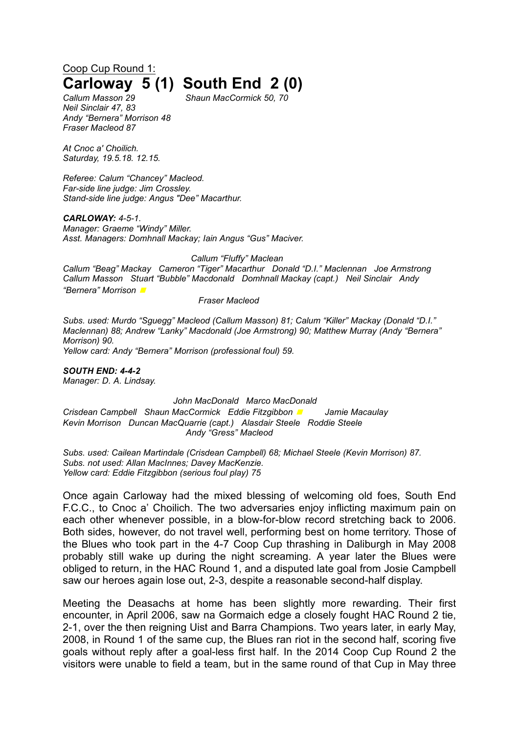Coop Cup Round 1:

# Carloway 5 (1) South End 2 (0)

*Callum Masson 29* *Shaun MacCormick 50, 70*
*Neil Sinclair 47, 83*
*Andy "Bernera" Morrison 48*
*Fraser Macleod 87*

*At Cnoc a' Choilich.*
*Saturday, 19.5.18. 12.15.*

*Referee: Calum "Chancey" Macleod.*
*Far-side line judge: Jim Crossley.*
*Stand-side line judge: Angus "Dee" Macarthur.*

***CARLOWAY:*** *4-5-1.*
*Manager: Graeme "Windy" Miller.*
*Asst. Managers: Domhnall Mackay; Iain Angus "Gus" Maciver.*

*Callum "Fluffy" Maclean*
*Callum "Beag" Mackay Cameron "Tiger" Macarthur Donald "D.I." Maclennan Joe Armstrong*
*Callum Masson Stuart "Bubble" Macdonald Domhnall Mackay (capt.) Neil Sinclair Andy "Bernera" Morrison*
*Fraser Macleod*

*Subs. used: Murdo "Sguegg" Macleod (Callum Masson) 81; Calum "Killer" Mackay (Donald "D.I." Maclennan) 88; Andrew "Lanky" Macdonald (Joe Armstrong) 90; Matthew Murray (Andy "Bernera" Morrison) 90.*
*Yellow card: Andy "Bernera" Morrison (professional foul) 59.*

***SOUTH END: 4-4-2***
*Manager: D. A. Lindsay.*

*John MacDonald Marco MacDonald*
*Crisdean Campbell Shaun MacCormick Eddie Fitzgibbon Jamie Macaulay*
*Kevin Morrison Duncan MacQuarrie (capt.) Alasdair Steele Roddie Steele*
*Andy "Gress" Macleod*

*Subs. used: Cailean Martindale (Crisdean Campbell) 68; Michael Steele (Kevin Morrison) 87.*
*Subs. not used: Allan MacInnes; Davey MacKenzie.*
*Yellow card: Eddie Fitzgibbon (serious foul play) 75*

Once again Carloway had the mixed blessing of welcoming old foes, South End F.C.C., to Cnoc a' Choilich. The two adversaries enjoy inflicting maximum pain on each other whenever possible, in a blow-for-blow record stretching back to 2006. Both sides, however, do not travel well, performing best on home territory. Those of the Blues who took part in the 4-7 Coop Cup thrashing in Daliburgh in May 2008 probably still wake up during the night screaming. A year later the Blues were obliged to return, in the HAC Round 1, and a disputed late goal from Josie Campbell saw our heroes again lose out, 2-3, despite a reasonable second-half display.

Meeting the Deasachs at home has been slightly more rewarding. Their first encounter, in April 2006, saw na Gormaich edge a closely fought HAC Round 2 tie, 2-1, over the then reigning Uist and Barra Champions. Two years later, in early May, 2008, in Round 1 of the same cup, the Blues ran riot in the second half, scoring five goals without reply after a goal-less first half. In the 2014 Coop Cup Round 2 the visitors were unable to field a team, but in the same round of that Cup in May three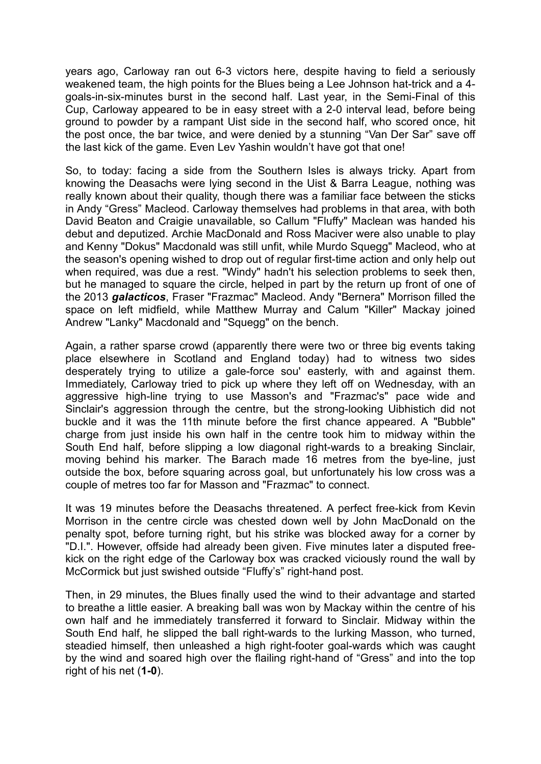years ago, Carloway ran out 6-3 victors here, despite having to field a seriously weakened team, the high points for the Blues being a Lee Johnson hat-trick and a 4-goals-in-six-minutes burst in the second half. Last year, in the Semi-Final of this Cup, Carloway appeared to be in easy street with a 2-0 interval lead, before being ground to powder by a rampant Uist side in the second half, who scored once, hit the post once, the bar twice, and were denied by a stunning "Van Der Sar" save off the last kick of the game. Even Lev Yashin wouldn't have got that one!

So, to today: facing a side from the Southern Isles is always tricky. Apart from knowing the Deasachs were lying second in the Uist & Barra League, nothing was really known about their quality, though there was a familiar face between the sticks in Andy "Gress" Macleod. Carloway themselves had problems in that area, with both David Beaton and Craigie unavailable, so Callum "Fluffy" Maclean was handed his debut and deputized. Archie MacDonald and Ross Maciver were also unable to play and Kenny "Dokus" Macdonald was still unfit, while Murdo Squegg" Macleod, who at the season's opening wished to drop out of regular first-time action and only help out when required, was due a rest. "Windy" hadn't his selection problems to seek then, but he managed to square the circle, helped in part by the return up front of one of the 2013 ***galacticos***, Fraser "Frazmac" Macleod. Andy "Bernera" Morrison filled the space on left midfield, while Matthew Murray and Calum "Killer" Mackay joined Andrew "Lanky" Macdonald and "Squegg" on the bench.

Again, a rather sparse crowd (apparently there were two or three big events taking place elsewhere in Scotland and England today) had to witness two sides desperately trying to utilize a gale-force sou' easterly, with and against them. Immediately, Carloway tried to pick up where they left off on Wednesday, with an aggressive high-line trying to use Masson's and "Frazmac's" pace wide and Sinclair's aggression through the centre, but the strong-looking Uibhistich did not buckle and it was the 11th minute before the first chance appeared. A "Bubble" charge from just inside his own half in the centre took him to midway within the South End half, before slipping a low diagonal right-wards to a breaking Sinclair, moving behind his marker. The Barach made 16 metres from the bye-line, just outside the box, before squaring across goal, but unfortunately his low cross was a couple of metres too far for Masson and "Frazmac" to connect.

It was 19 minutes before the Deasachs threatened. A perfect free-kick from Kevin Morrison in the centre circle was chested down well by John MacDonald on the penalty spot, before turning right, but his strike was blocked away for a corner by "D.I.". However, offside had already been given. Five minutes later a disputed free-kick on the right edge of the Carloway box was cracked viciously round the wall by McCormick but just swished outside "Fluffy's" right-hand post.

Then, in 29 minutes, the Blues finally used the wind to their advantage and started to breathe a little easier. A breaking ball was won by Mackay within the centre of his own half and he immediately transferred it forward to Sinclair. Midway within the South End half, he slipped the ball right-wards to the lurking Masson, who turned, steadied himself, then unleashed a high right-footer goal-wards which was caught by the wind and soared high over the flailing right-hand of "Gress" and into the top right of his net (**1-0**).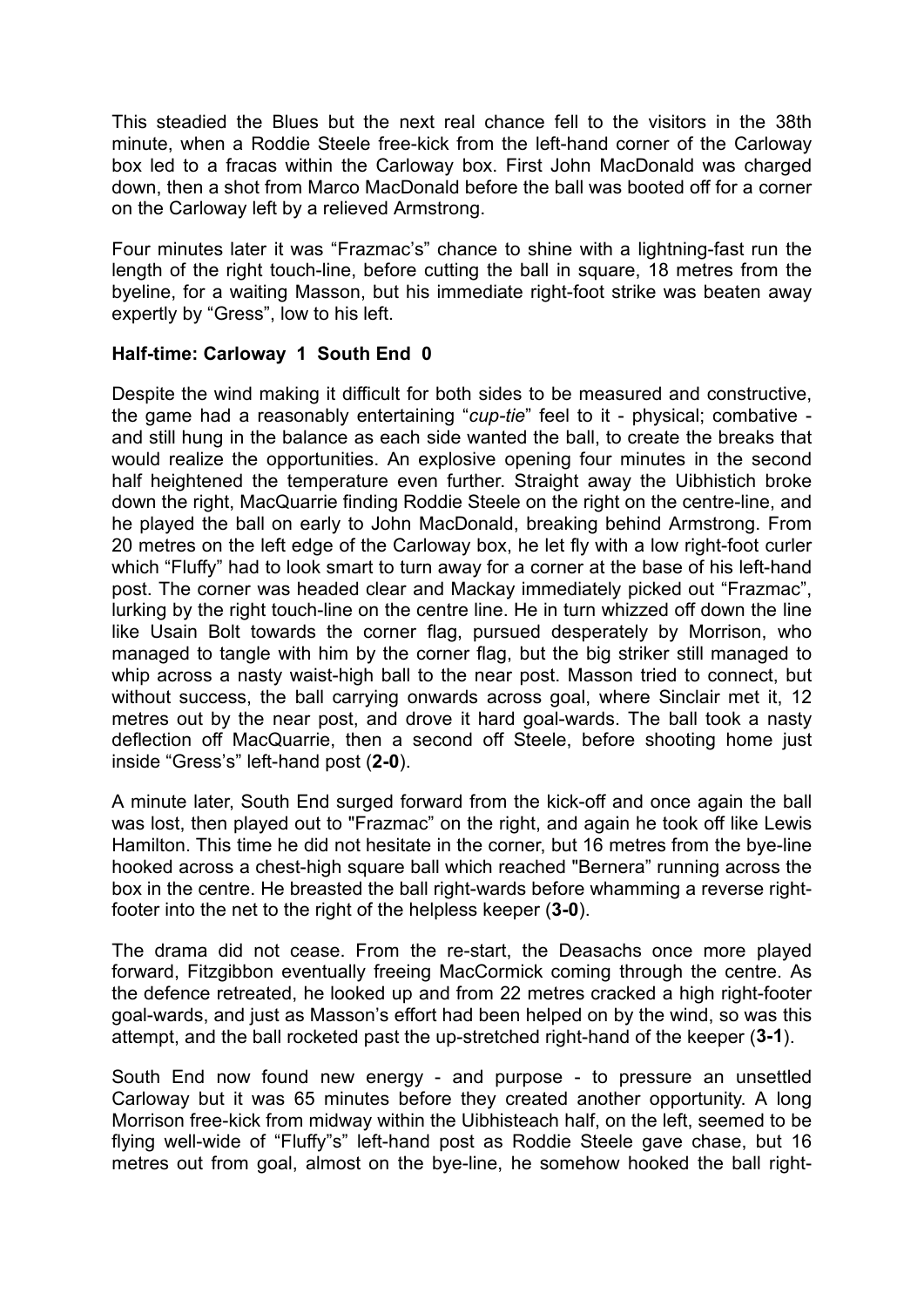This steadied the Blues but the next real chance fell to the visitors in the 38th minute, when a Roddie Steele free-kick from the left-hand corner of the Carloway box led to a fracas within the Carloway box. First John MacDonald was charged down, then a shot from Marco MacDonald before the ball was booted off for a corner on the Carloway left by a relieved Armstrong.

Four minutes later it was "Frazmac's" chance to shine with a lightning-fast run the length of the right touch-line, before cutting the ball in square, 18 metres from the byeline, for a waiting Masson, but his immediate right-foot strike was beaten away expertly by "Gress", low to his left.

**Half-time: Carloway 1 South End 0**

Despite the wind making it difficult for both sides to be measured and constructive, the game had a reasonably entertaining "*cup-tie*" feel to it - physical; combative - and still hung in the balance as each side wanted the ball, to create the breaks that would realize the opportunities. An explosive opening four minutes in the second half heightened the temperature even further. Straight away the Uibhistich broke down the right, MacQuarrie finding Roddie Steele on the right on the centre-line, and he played the ball on early to John MacDonald, breaking behind Armstrong. From 20 metres on the left edge of the Carloway box, he let fly with a low right-foot curler which "Fluffy" had to look smart to turn away for a corner at the base of his left-hand post. The corner was headed clear and Mackay immediately picked out "Frazmac", lurking by the right touch-line on the centre line. He in turn whizzed off down the line like Usain Bolt towards the corner flag, pursued desperately by Morrison, who managed to tangle with him by the corner flag, but the big striker still managed to whip across a nasty waist-high ball to the near post. Masson tried to connect, but without success, the ball carrying onwards across goal, where Sinclair met it, 12 metres out by the near post, and drove it hard goal-wards. The ball took a nasty deflection off MacQuarrie, then a second off Steele, before shooting home just inside "Gress's" left-hand post (**2-0**).

A minute later, South End surged forward from the kick-off and once again the ball was lost, then played out to "Frazmac" on the right, and again he took off like Lewis Hamilton. This time he did not hesitate in the corner, but 16 metres from the bye-line hooked across a chest-high square ball which reached "Bernera" running across the box in the centre. He breasted the ball right-wards before whamming a reverse right-footer into the net to the right of the helpless keeper (**3-0**).

The drama did not cease. From the re-start, the Deasachs once more played forward, Fitzgibbon eventually freeing MacCormick coming through the centre. As the defence retreated, he looked up and from 22 metres cracked a high right-footer goal-wards, and just as Masson's effort had been helped on by the wind, so was this attempt, and the ball rocketed past the up-stretched right-hand of the keeper (**3-1**).

South End now found new energy - and purpose - to pressure an unsettled Carloway but it was 65 minutes before they created another opportunity. A long Morrison free-kick from midway within the Uibhisteach half, on the left, seemed to be flying well-wide of "Fluffy"'s" left-hand post as Roddie Steele gave chase, but 16 metres out from goal, almost on the bye-line, he somehow hooked the ball right-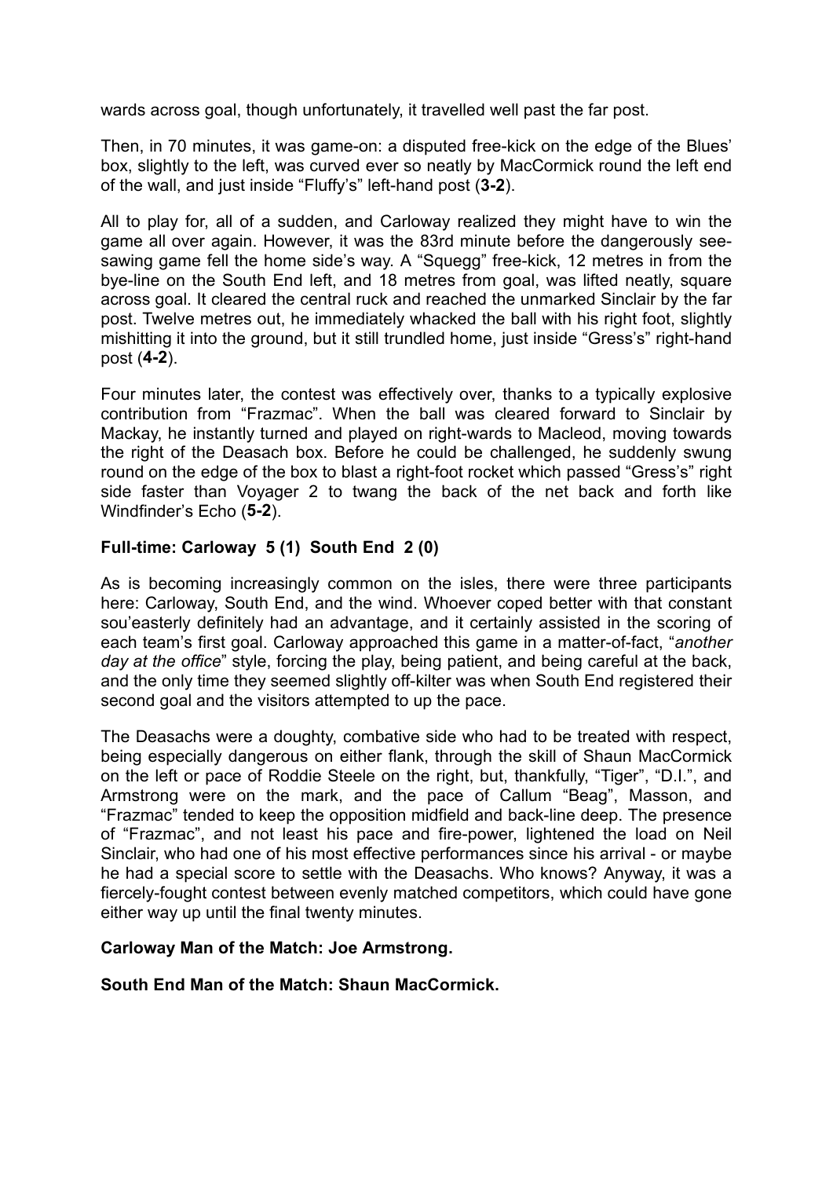wards across goal, though unfortunately, it travelled well past the far post.

Then, in 70 minutes, it was game-on: a disputed free-kick on the edge of the Blues' box, slightly to the left, was curved ever so neatly by MacCormick round the left end of the wall, and just inside "Fluffy's" left-hand post (**3-2**).

All to play for, all of a sudden, and Carloway realized they might have to win the game all over again. However, it was the 83rd minute before the dangerously see-sawing game fell the home side's way. A "Squegg" free-kick, 12 metres in from the bye-line on the South End left, and 18 metres from goal, was lifted neatly, square across goal. It cleared the central ruck and reached the unmarked Sinclair by the far post. Twelve metres out, he immediately whacked the ball with his right foot, slightly mishitting it into the ground, but it still trundled home, just inside "Gress's" right-hand post (**4-2**).

Four minutes later, the contest was effectively over, thanks to a typically explosive contribution from "Frazmac". When the ball was cleared forward to Sinclair by Mackay, he instantly turned and played on right-wards to Macleod, moving towards the right of the Deasach box. Before he could be challenged, he suddenly swung round on the edge of the box to blast a right-foot rocket which passed "Gress's" right side faster than Voyager 2 to twang the back of the net back and forth like Windfinder's Echo (**5-2**).

**Full-time: Carloway 5 (1) South End 2 (0)**

As is becoming increasingly common on the isles, there were three participants here: Carloway, South End, and the wind. Whoever coped better with that constant sou'easterly definitely had an advantage, and it certainly assisted in the scoring of each team's first goal. Carloway approached this game in a matter-of-fact, "*another day at the office*" style, forcing the play, being patient, and being careful at the back, and the only time they seemed slightly off-kilter was when South End registered their second goal and the visitors attempted to up the pace.

The Deasachs were a doughty, combative side who had to be treated with respect, being especially dangerous on either flank, through the skill of Shaun MacCormick on the left or pace of Roddie Steele on the right, but, thankfully, "Tiger", "D.I.", and Armstrong were on the mark, and the pace of Callum "Beag", Masson, and "Frazmac" tended to keep the opposition midfield and back-line deep. The presence of "Frazmac", and not least his pace and fire-power, lightened the load on Neil Sinclair, who had one of his most effective performances since his arrival - or maybe he had a special score to settle with the Deasachs. Who knows? Anyway, it was a fiercely-fought contest between evenly matched competitors, which could have gone either way up until the final twenty minutes.

**Carloway Man of the Match: Joe Armstrong.**

**South End Man of the Match: Shaun MacCormick.**